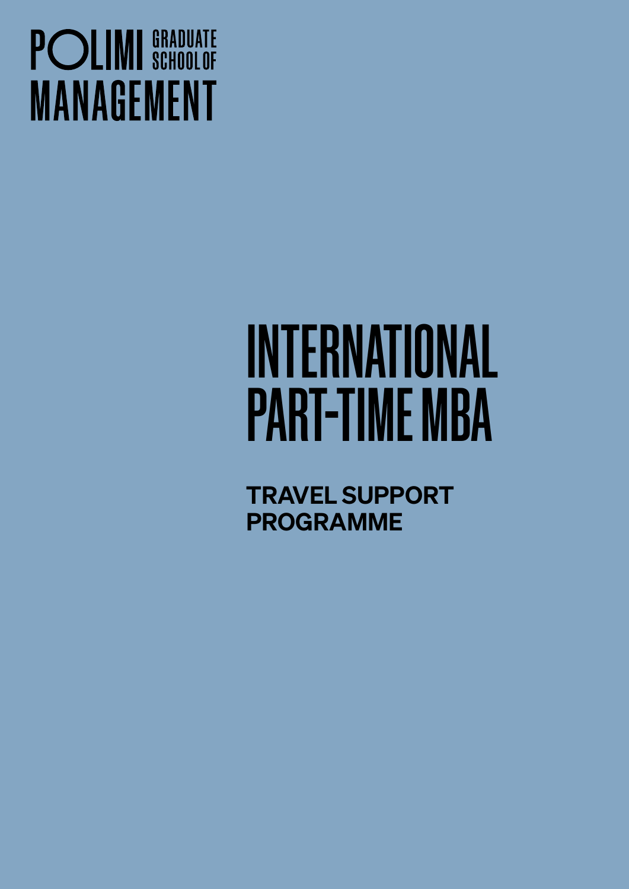POLIMI GRADUATE SCHOOL OF MANAGEMENT

# INTERNATIONAL PART-TIME MBA

## TRAVEL SUPPORT PROGRAMME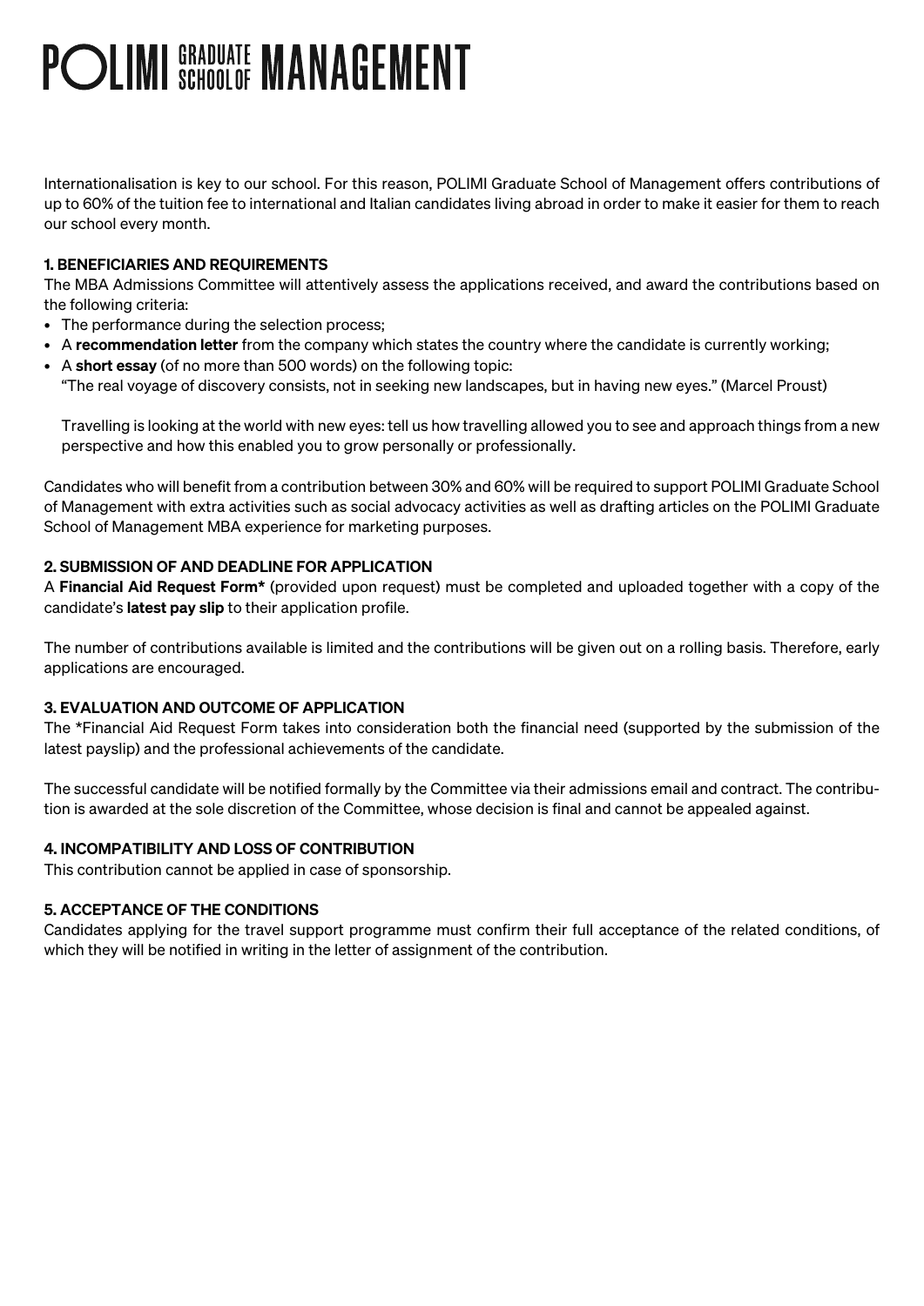# POLIMI GRADUATE SCHOOL OF MANAGEMENT

Internationalisation is key to our school. For this reason, POLIMI Graduate School of Management offers contributions of up to 60% of the tuition fee to international and Italian candidates living abroad in order to make it easier for them to reach our school every month.

**1. BENEFICIARIES AND REQUIREMENTS**

The MBA Admissions Committee will attentively assess the applications received, and award the contributions based on the following criteria:

- The performance during the selection process;
- A **recommendation letter** from the company which states the country where the candidate is currently working;
- A **short essay** (of no more than 500 words) on the following topic:
  "The real voyage of discovery consists, not in seeking new landscapes, but in having new eyes." (Marcel Proust)

  Travelling is looking at the world with new eyes: tell us how travelling allowed you to see and approach things from a new perspective and how this enabled you to grow personally or professionally.

Candidates who will benefit from a contribution between 30% and 60% will be required to support POLIMI Graduate School of Management with extra activities such as social advocacy activities as well as drafting articles on the POLIMI Graduate School of Management MBA experience for marketing purposes.

**2. SUBMISSION OF AND DEADLINE FOR APPLICATION**

A **Financial Aid Request Form*** (provided upon request) must be completed and uploaded together with a copy of the candidate's **latest pay slip** to their application profile.

The number of contributions available is limited and the contributions will be given out on a rolling basis. Therefore, early applications are encouraged.

**3. EVALUATION AND OUTCOME OF APPLICATION**

The *Financial Aid Request Form takes into consideration both the financial need (supported by the submission of the latest payslip) and the professional achievements of the candidate.

The successful candidate will be notified formally by the Committee via their admissions email and contract. The contribution is awarded at the sole discretion of the Committee, whose decision is final and cannot be appealed against.

**4. INCOMPATIBILITY AND LOSS OF CONTRIBUTION**

This contribution cannot be applied in case of sponsorship.

**5. ACCEPTANCE OF THE CONDITIONS**

Candidates applying for the travel support programme must confirm their full acceptance of the related conditions, of which they will be notified in writing in the letter of assignment of the contribution.